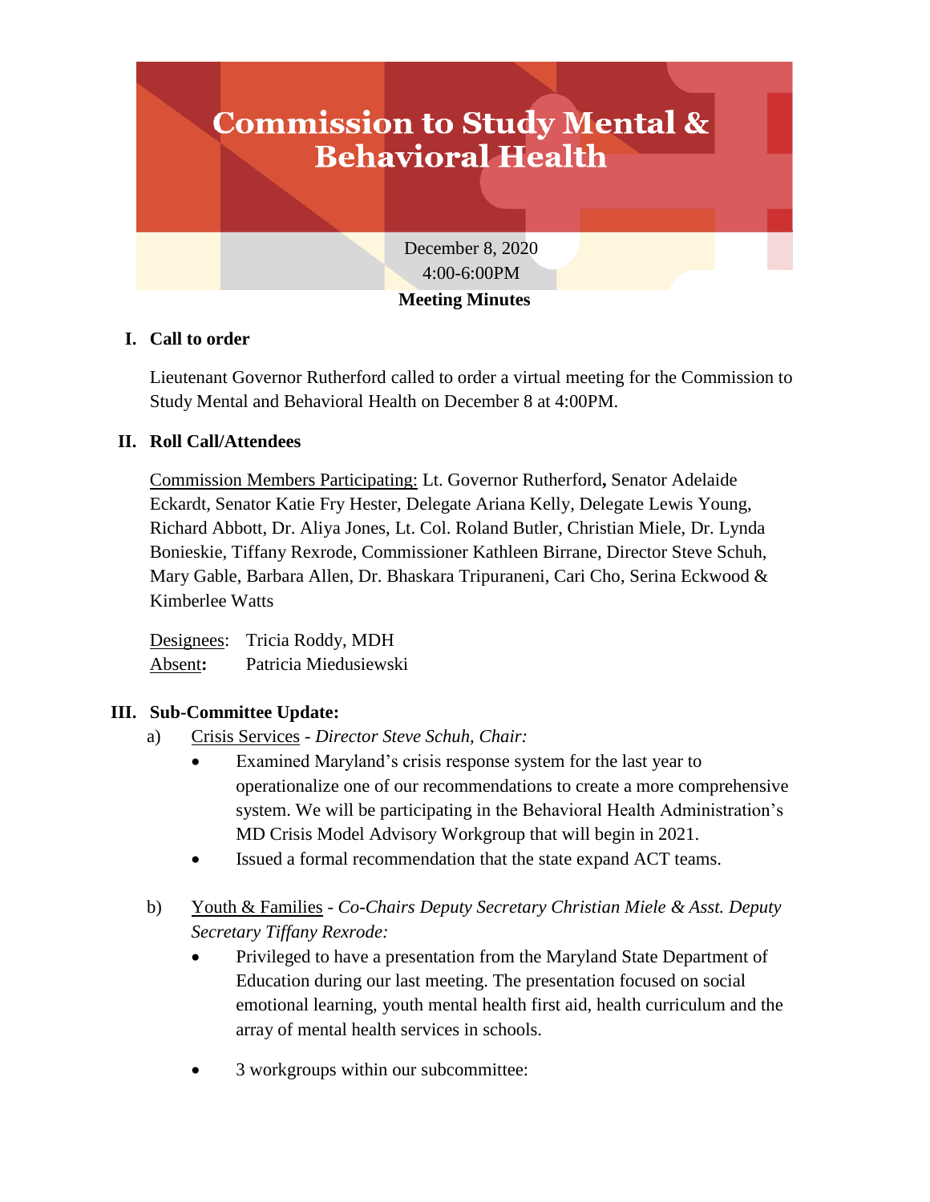# Commission to Study Mental & Behavioral Health

December 8, 2020
4:00-6:00PM

**Meeting Minutes**

## I. Call to order

Lieutenant Governor Rutherford called to order a virtual meeting for the Commission to Study Mental and Behavioral Health on December 8 at 4:00PM.

## II. Roll Call/Attendees

Commission Members Participating: Lt. Governor Rutherford**,** Senator Adelaide Eckardt, Senator Katie Fry Hester, Delegate Ariana Kelly, Delegate Lewis Young, Richard Abbott, Dr. Aliya Jones, Lt. Col. Roland Butler, Christian Miele, Dr. Lynda Bonieskie, Tiffany Rexrode, Commissioner Kathleen Birrane, Director Steve Schuh, Mary Gable, Barbara Allen, Dr. Bhaskara Tripuraneni, Cari Cho, Serina Eckwood & Kimberlee Watts

Designees: Tricia Roddy, MDH
Absent**:** Patricia Miedusiewski

## III. Sub-Committee Update:

a) Crisis Services - *Director Steve Schuh, Chair:*

- Examined Maryland's crisis response system for the last year to operationalize one of our recommendations to create a more comprehensive system. We will be participating in the Behavioral Health Administration's MD Crisis Model Advisory Workgroup that will begin in 2021.
- Issued a formal recommendation that the state expand ACT teams.

b) Youth & Families - *Co-Chairs Deputy Secretary Christian Miele & Asst. Deputy Secretary Tiffany Rexrode:*

- Privileged to have a presentation from the Maryland State Department of Education during our last meeting. The presentation focused on social emotional learning, youth mental health first aid, health curriculum and the array of mental health services in schools.
- 3 workgroups within our subcommittee: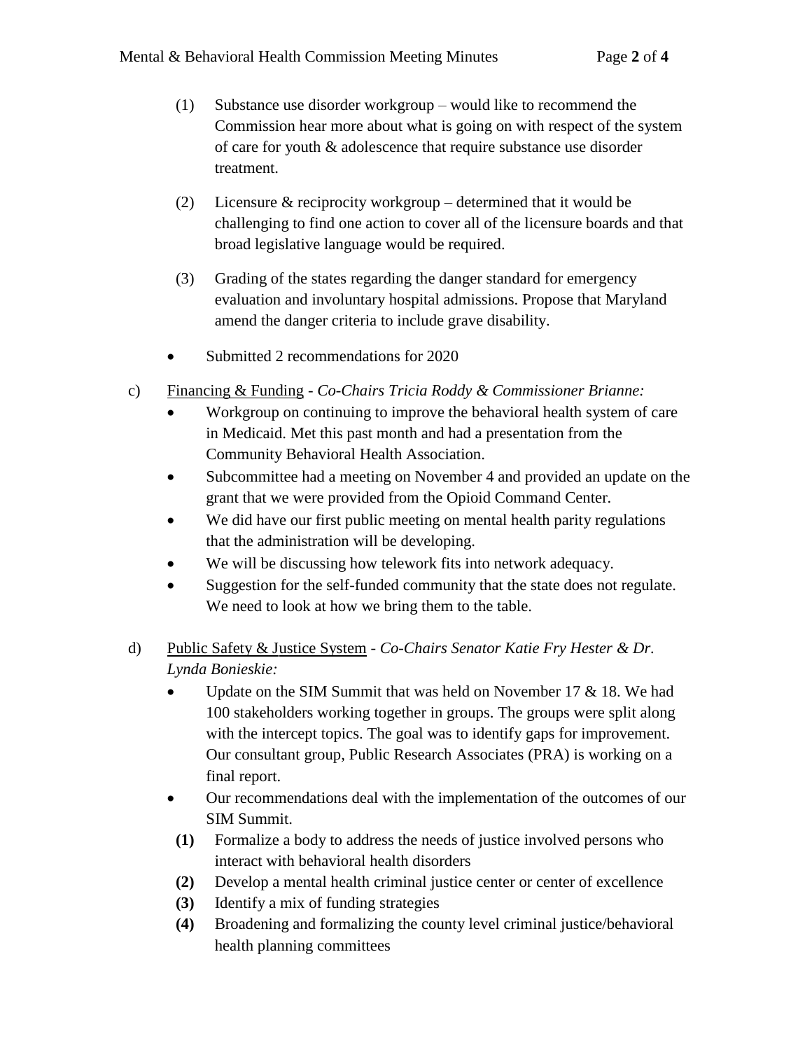(1) Substance use disorder workgroup – would like to recommend the Commission hear more about what is going on with respect of the system of care for youth & adolescence that require substance use disorder treatment.

(2) Licensure & reciprocity workgroup – determined that it would be challenging to find one action to cover all of the licensure boards and that broad legislative language would be required.

(3) Grading of the states regarding the danger standard for emergency evaluation and involuntary hospital admissions. Propose that Maryland amend the danger criteria to include grave disability.

- Submitted 2 recommendations for 2020

c) <u>Financing & Funding</u> - *Co-Chairs Tricia Roddy & Commissioner Brianne:*

- Workgroup on continuing to improve the behavioral health system of care in Medicaid. Met this past month and had a presentation from the Community Behavioral Health Association.
- Subcommittee had a meeting on November 4 and provided an update on the grant that we were provided from the Opioid Command Center.
- We did have our first public meeting on mental health parity regulations that the administration will be developing.
- We will be discussing how telework fits into network adequacy.
- Suggestion for the self-funded community that the state does not regulate. We need to look at how we bring them to the table.

d) <u>Public Safety & Justice System</u> - *Co-Chairs Senator Katie Fry Hester & Dr. Lynda Bonieskie:*

- Update on the SIM Summit that was held on November 17 & 18. We had 100 stakeholders working together in groups. The groups were split along with the intercept topics. The goal was to identify gaps for improvement. Our consultant group, Public Research Associates (PRA) is working on a final report.
- Our recommendations deal with the implementation of the outcomes of our SIM Summit.

**(1)** Formalize a body to address the needs of justice involved persons who interact with behavioral health disorders

**(2)** Develop a mental health criminal justice center or center of excellence

**(3)** Identify a mix of funding strategies

**(4)** Broadening and formalizing the county level criminal justice/behavioral health planning committees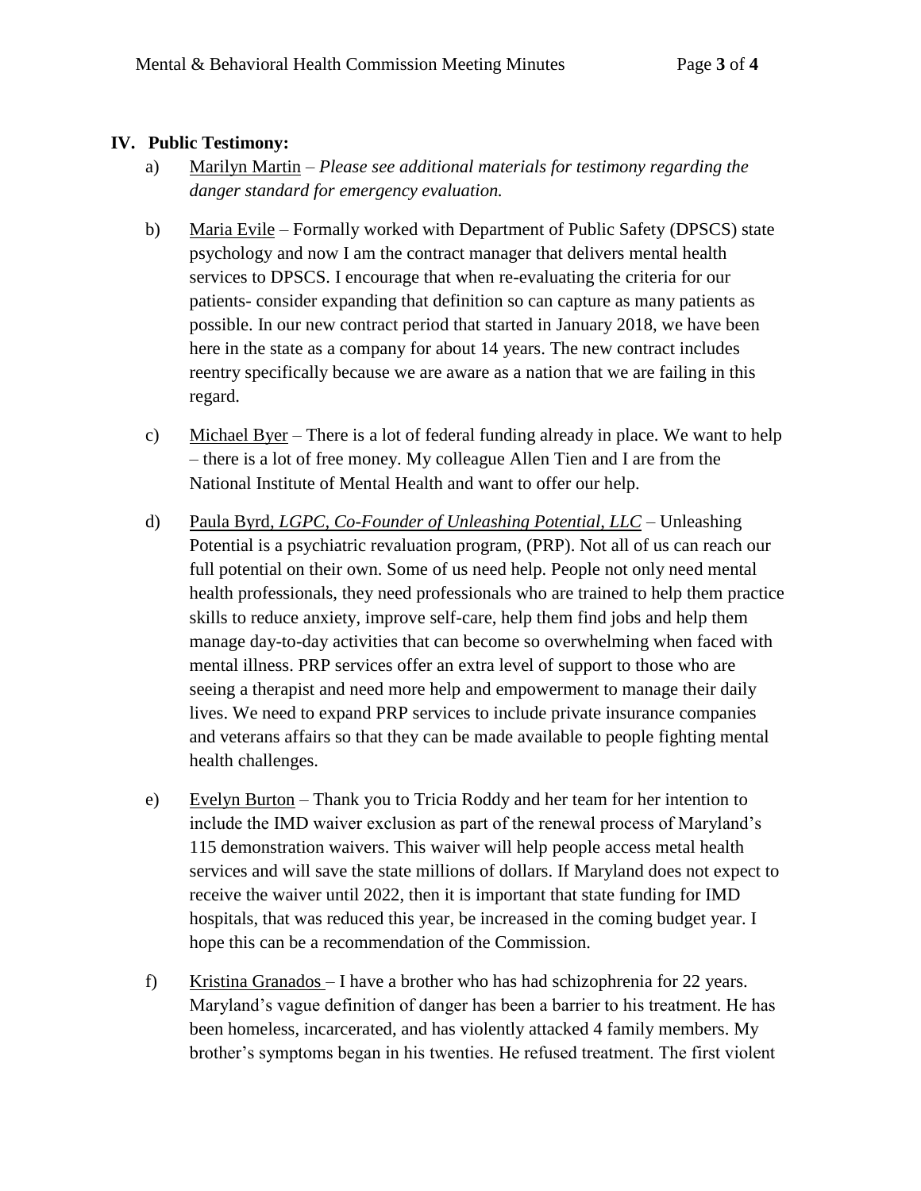## IV. Public Testimony:

a) Marilyn Martin – *Please see additional materials for testimony regarding the danger standard for emergency evaluation.*

b) Maria Evile – Formally worked with Department of Public Safety (DPSCS) state psychology and now I am the contract manager that delivers mental health services to DPSCS. I encourage that when re-evaluating the criteria for our patients- consider expanding that definition so can capture as many patients as possible. In our new contract period that started in January 2018, we have been here in the state as a company for about 14 years. The new contract includes reentry specifically because we are aware as a nation that we are failing in this regard.

c) Michael Byer – There is a lot of federal funding already in place. We want to help – there is a lot of free money. My colleague Allen Tien and I are from the National Institute of Mental Health and want to offer our help.

d) Paula Byrd, *LGPC, Co-Founder of Unleashing Potential, LLC* – Unleashing Potential is a psychiatric revaluation program, (PRP). Not all of us can reach our full potential on their own. Some of us need help. People not only need mental health professionals, they need professionals who are trained to help them practice skills to reduce anxiety, improve self-care, help them find jobs and help them manage day-to-day activities that can become so overwhelming when faced with mental illness. PRP services offer an extra level of support to those who are seeing a therapist and need more help and empowerment to manage their daily lives. We need to expand PRP services to include private insurance companies and veterans affairs so that they can be made available to people fighting mental health challenges.

e) Evelyn Burton – Thank you to Tricia Roddy and her team for her intention to include the IMD waiver exclusion as part of the renewal process of Maryland's 115 demonstration waivers. This waiver will help people access metal health services and will save the state millions of dollars. If Maryland does not expect to receive the waiver until 2022, then it is important that state funding for IMD hospitals, that was reduced this year, be increased in the coming budget year. I hope this can be a recommendation of the Commission.

f) Kristina Granados – I have a brother who has had schizophrenia for 22 years. Maryland's vague definition of danger has been a barrier to his treatment. He has been homeless, incarcerated, and has violently attacked 4 family members. My brother's symptoms began in his twenties. He refused treatment. The first violent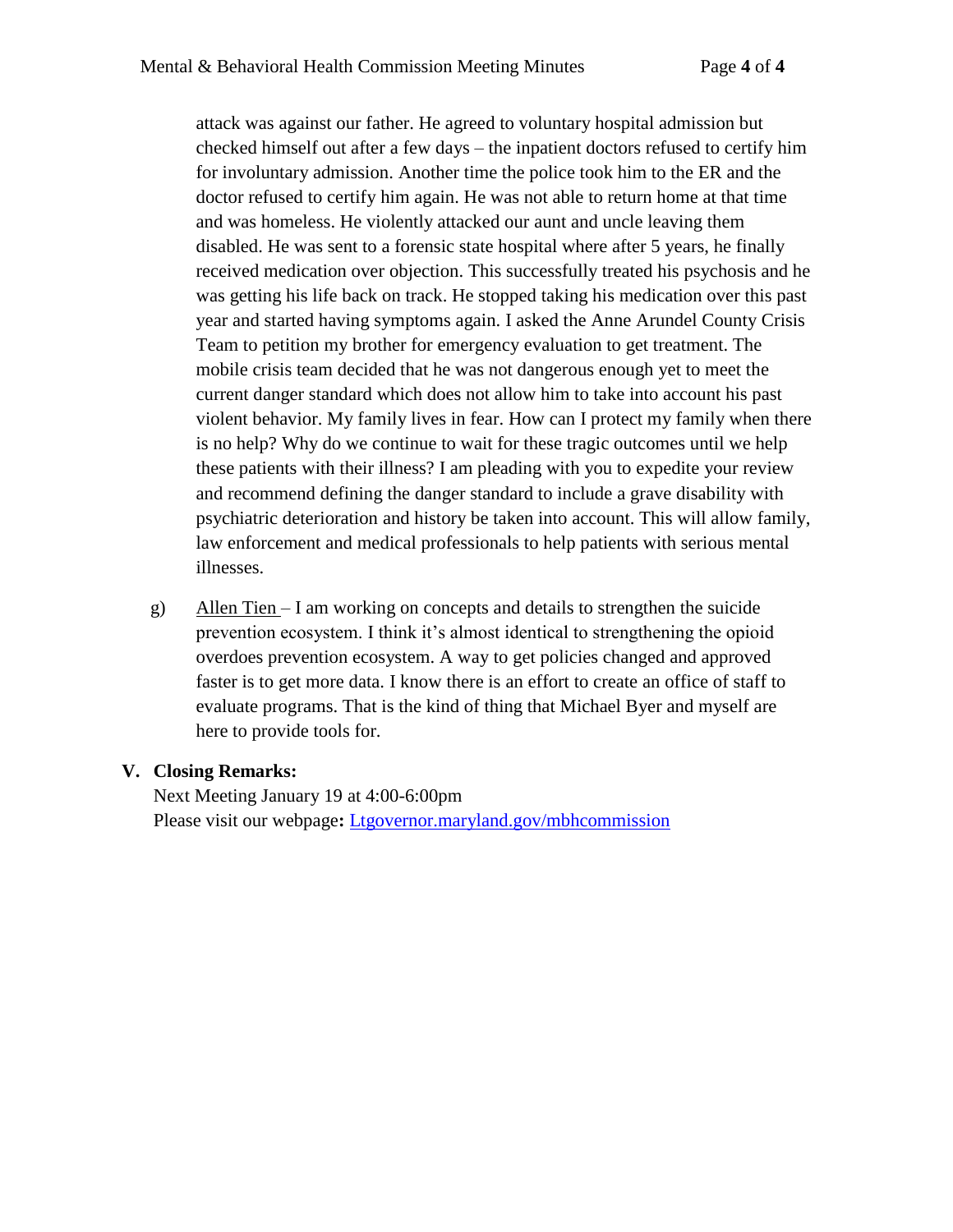attack was against our father. He agreed to voluntary hospital admission but checked himself out after a few days – the inpatient doctors refused to certify him for involuntary admission. Another time the police took him to the ER and the doctor refused to certify him again. He was not able to return home at that time and was homeless. He violently attacked our aunt and uncle leaving them disabled. He was sent to a forensic state hospital where after 5 years, he finally received medication over objection. This successfully treated his psychosis and he was getting his life back on track. He stopped taking his medication over this past year and started having symptoms again. I asked the Anne Arundel County Crisis Team to petition my brother for emergency evaluation to get treatment. The mobile crisis team decided that he was not dangerous enough yet to meet the current danger standard which does not allow him to take into account his past violent behavior. My family lives in fear. How can I protect my family when there is no help? Why do we continue to wait for these tragic outcomes until we help these patients with their illness? I am pleading with you to expedite your review and recommend defining the danger standard to include a grave disability with psychiatric deterioration and history be taken into account. This will allow family, law enforcement and medical professionals to help patients with serious mental illnesses.

g) Allen Tien – I am working on concepts and details to strengthen the suicide prevention ecosystem. I think it's almost identical to strengthening the opioid overdoes prevention ecosystem. A way to get policies changed and approved faster is to get more data. I know there is an effort to create an office of staff to evaluate programs. That is the kind of thing that Michael Byer and myself are here to provide tools for.

## V. Closing Remarks:

Next Meeting January 19 at 4:00-6:00pm
Please visit our webpage**:** [Ltgovernor.maryland.gov/mbhcommission](Ltgovernor.maryland.gov/mbhcommission)